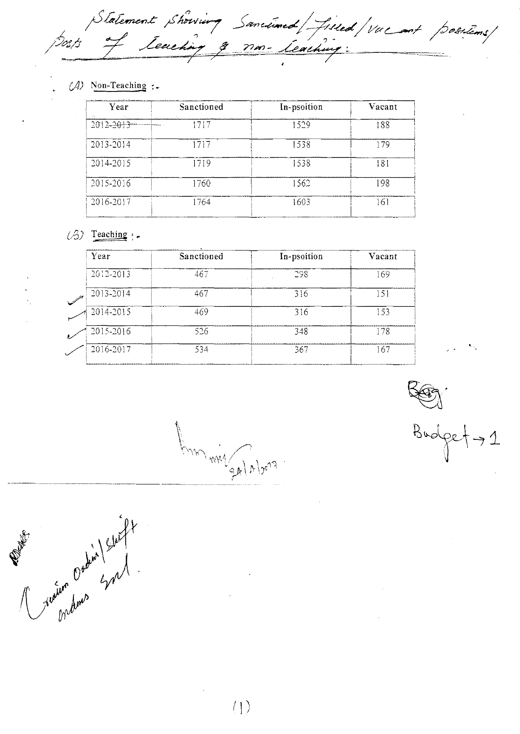Statement Showing Sanctioned/Filled/Vacant positions/ posts of Teaching & non-Teaching:

(A) Non-Teaching :-

| Year | Sanctioned | In-psoition | Vacant |
|---|---|---|---|
| 2012-2013 | 1717 | 1529 | 188 |
| 2013-2014 | 1717 | 1538 | 179 |
| 2014-2015 | 1719 | 1538 | 181 |
| 2015-2016 | 1760 | 1562 | 198 |
| 2016-2017 | 1764 | 1603 | 161 |

(B) Teaching :-

| Year | Sanctioned | In-psoition | Vacant |
|---|---|---|---|
| 2012-2013 | 467 | 298 | 169 |
| 2013-2014 | 467 | 316 | 151 |
| 2014-2015 | 469 | 316 | 153 |
| 2015-2016 | 526 | 348 | 178 |
| 2016-2017 | 534 | 367 | 167 |

Budget → 1

24/4/2017

Creation Order/Shift orders sent.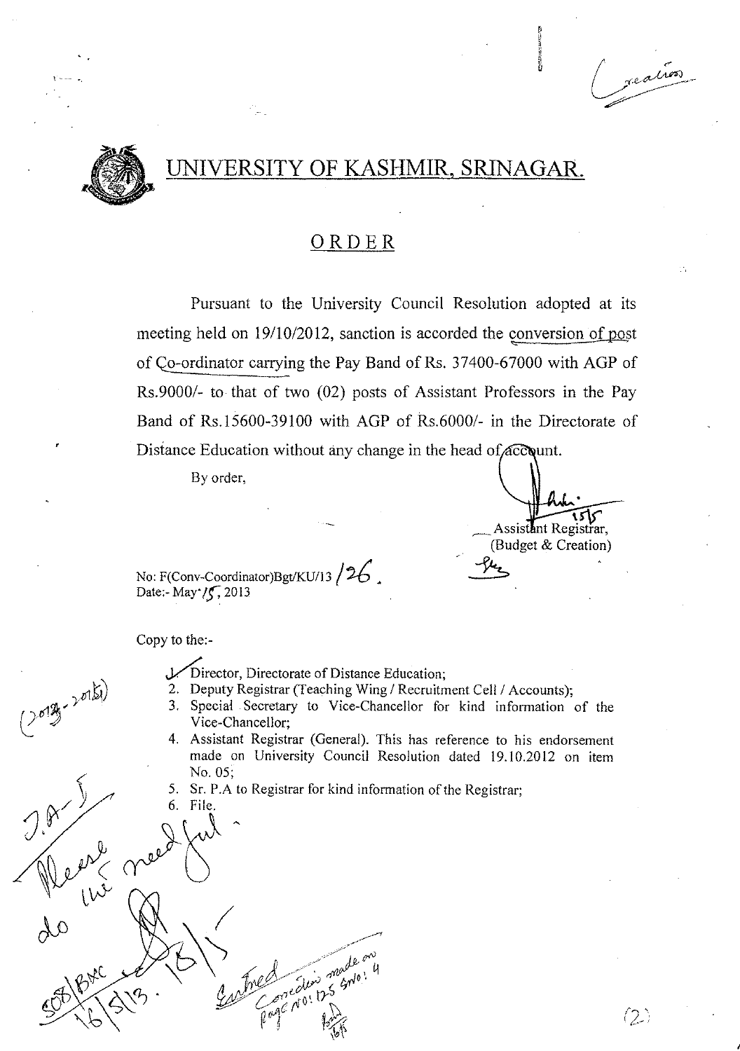# UNIVERSITY OF KASHMIR, SRINAGAR.

## ORDER

Pursuant to the University Council Resolution adopted at its meeting held on 19/10/2012, sanction is accorded the conversion of post of Co-ordinator carrying the Pay Band of Rs. 37400-67000 with AGP of Rs.9000/- to that of two (02) posts of Assistant Professors in the Pay Band of Rs.15600-39100 with AGP of Rs.6000/- in the Directorate of Distance Education without any change in the head of account.

By order,

Assistant Registrar,
(Budget & Creation)

No: F(Conv-Coordinator)Bgt/KU/13 /26.
Date:- May 15, 2013

Copy to the:-

1. Director, Directorate of Distance Education;
2. Deputy Registrar (Teaching Wing / Recruitment Cell / Accounts);
3. Special Secretary to Vice-Chancellor for kind information of the Vice-Chancellor;
4. Assistant Registrar (General). This has reference to his endorsement made on University Council Resolution dated 19.10.2012 on item No. 05;
5. Sr. P.A to Registrar for kind information of the Registrar;
6. File.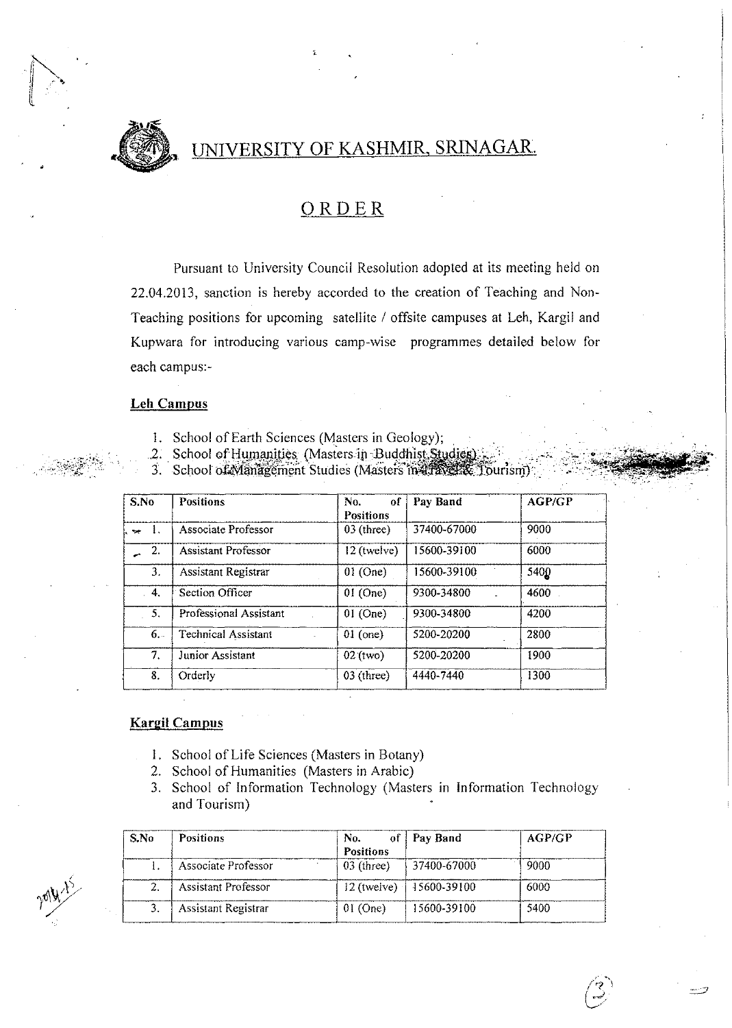# UNIVERSITY OF KASHMIR, SRINAGAR.

## ORDER

Pursuant to University Council Resolution adopted at its meeting held on 22.04.2013, sanction is hereby accorded to the creation of Teaching and Non-Teaching positions for upcoming satellite / offsite campuses at Leh, Kargil and Kupwara for introducing various camp-wise programmes detailed below for each campus:-

### Leh Campus

1. School of Earth Sciences (Masters in Geology);
2. School of Humanities (Masters in Buddhist Studies);
3. School of Management Studies (Masters in Travel & Tourism)

| S.No | Positions | No. of Positions | Pay Band | AGP/GP |
|---|---|---|---|---|
| 1. | Associate Professor | 03 (three) | 37400-67000 | 9000 |
| 2. | Assistant Professor | 12 (twelve) | 15600-39100 | 6000 |
| 3. | Assistant Registrar | 01 (One) | 15600-39100 | 5400 |
| 4. | Section Officer | 01 (One) | 9300-34800 | 4600 |
| 5. | Professional Assistant | 01 (One) | 9300-34800 | 4200 |
| 6. | Technical Assistant | 01 (one) | 5200-20200 | 2800 |
| 7. | Junior Assistant | 02 (two) | 5200-20200 | 1900 |
| 8. | Orderly | 03 (three) | 4440-7440 | 1300 |

### Kargil Campus

1. School of Life Sciences (Masters in Botany)
2. School of Humanities (Masters in Arabic)
3. School of Information Technology (Masters in Information Technology and Tourism)

| S.No | Positions | No. of Positions | Pay Band | AGP/GP |
|---|---|---|---|---|
| 1. | Associate Professor | 03 (three) | 37400-67000 | 9000 |
| 2. | Assistant Professor | 12 (twelve) | 15600-39100 | 6000 |
| 3. | Assistant Registrar | 01 (One) | 15600-39100 | 5400 |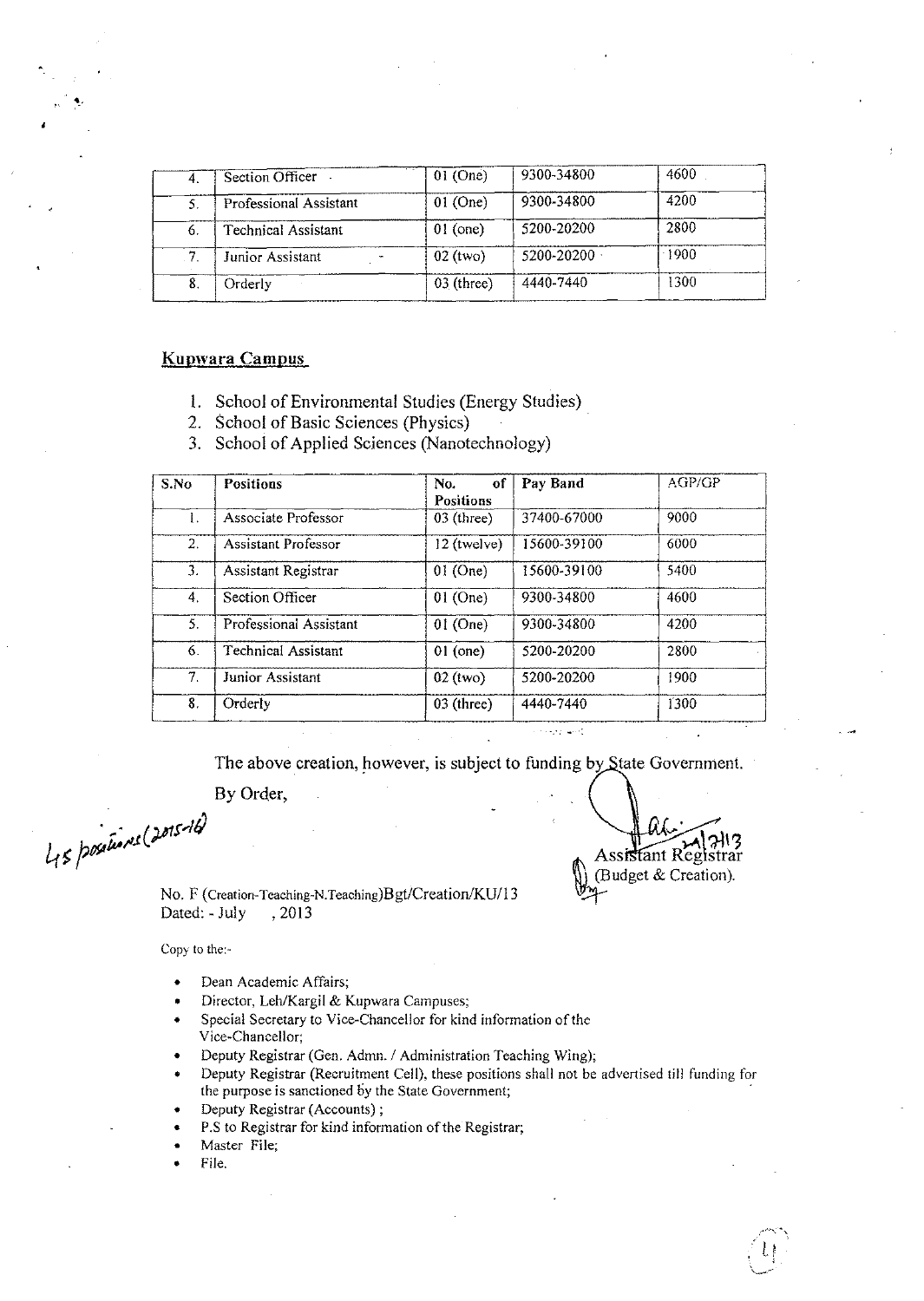| 4. | Section Officer | 01 (One) | 9300-34800 | 4600 |
|---|---|---|---|---|
| 5. | Professional Assistant | 01 (One) | 9300-34800 | 4200 |
| 6. | Technical Assistant | 01 (one) | 5200-20200 | 2800 |
| 7. | Junior Assistant | 02 (two) | 5200-20200 | 1900 |
| 8. | Orderly | 03 (three) | 4440-7440 | 1300 |

**Kupwara Campus**

1. School of Environmental Studies (Energy Studies)
2. School of Basic Sciences (Physics)
3. School of Applied Sciences (Nanotechnology)

| S.No | Positions | No. of Positions | Pay Band | AGP/GP |
|---|---|---|---|---|
| 1. | Associate Professor | 03 (three) | 37400-67000 | 9000 |
| 2. | Assistant Professor | 12 (twelve) | 15600-39100 | 6000 |
| 3. | Assistant Registrar | 01 (One) | 15600-39100 | 5400 |
| 4. | Section Officer | 01 (One) | 9300-34800 | 4600 |
| 5. | Professional Assistant | 01 (One) | 9300-34800 | 4200 |
| 6. | Technical Assistant | 01 (one) | 5200-20200 | 2800 |
| 7. | Junior Assistant | 02 (two) | 5200-20200 | 1900 |
| 8. | Orderly | 03 (three) | 4440-7440 | 1300 |

The above creation, however, is subject to funding by State Government.

By Order,

45 positions (2015-16)

24/7/13
Assistant Registrar
(Budget & Creation).

No. F (Creation-Teaching-N.Teaching)Bgt/Creation/KU/13
Dated: - July , 2013

Copy to the:-

- Dean Academic Affairs;
- Director, Leh/Kargil & Kupwara Campuses;
- Special Secretary to Vice-Chancellor for kind information of the Vice-Chancellor;
- Deputy Registrar (Gen. Admn. / Administration Teaching Wing);
- Deputy Registrar (Recruitment Cell), these positions shall not be advertised till funding for the purpose is sanctioned by the State Government;
- Deputy Registrar (Accounts) ;
- P.S to Registrar for kind information of the Registrar;
- Master File;
- File.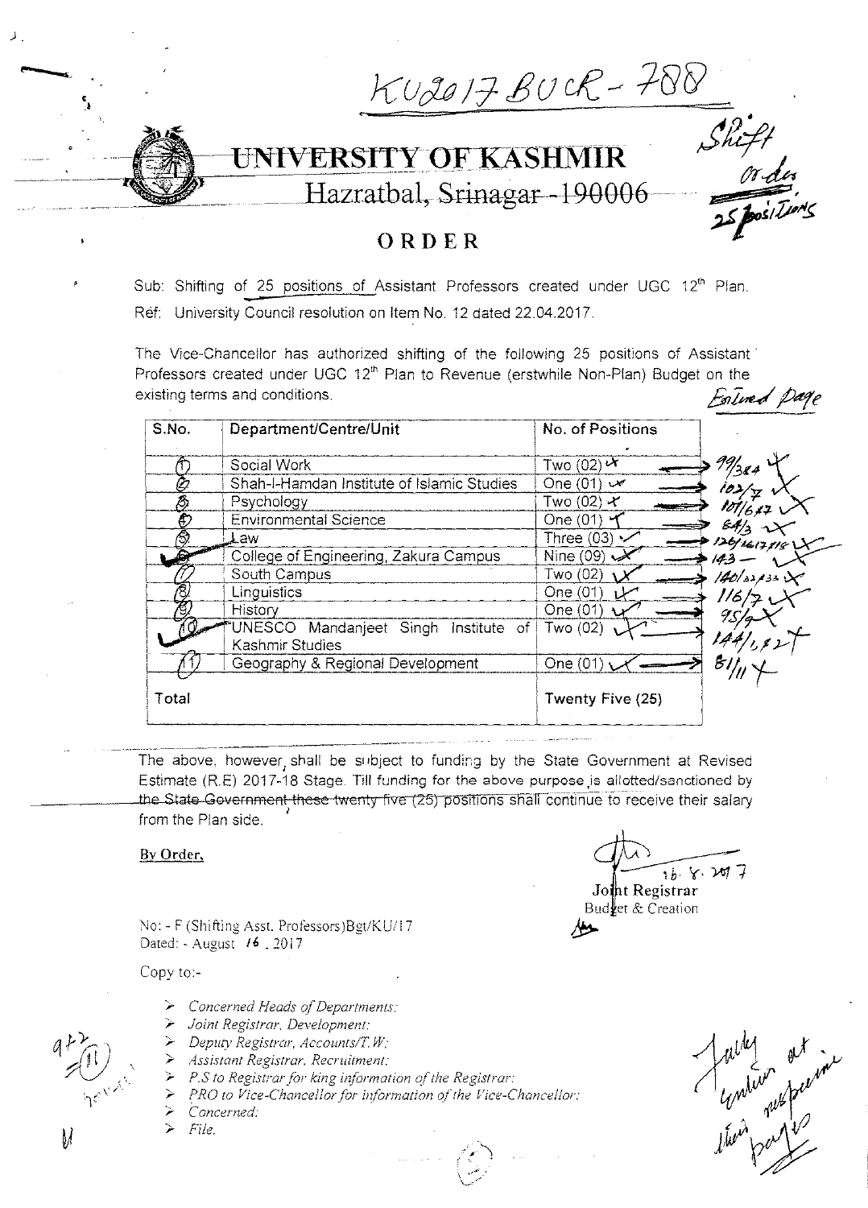# UNIVERSITY OF KASHMIR

Hazratbal, Srinagar -190006

## ORDER

Sub: Shifting of 25 positions of Assistant Professors created under UGC 12th Plan.

Ref: University Council resolution on Item No. 12 dated 22.04.2017.

The Vice-Chancellor has authorized shifting of the following 25 positions of Assistant Professors created under UGC 12th Plan to Revenue (erstwhile Non-Plan) Budget on the existing terms and conditions.

| S.No. | Department/Centre/Unit | No. of Positions |
|---|---|---|
| 1 | Social Work | Two (02) |
| 2 | Shah-I-Hamdan Institute of Islamic Studies | One (01) |
| 3 | Psychology | Two (02) |
| 4 | Environmental Science | One (01) |
| 5 | Law | Three (03) |
| 6 | College of Engineering, Zakura Campus | Nine (09) |
| 7 | South Campus | Two (02) |
| 8 | Linguistics | One (01) |
| 9 | History | One (01) |
| 10 | UNESCO Mandanjeet Singh Institute of Kashmir Studies | Two (02) |
| 11 | Geography & Regional Development | One (01) |
| Total | | Twenty Five (25) |

The above, however, shall be subject to funding by the State Government at Revised Estimate (R.E) 2017-18 Stage. Till funding for the above purpose is allotted/sanctioned by the State Government these twenty five (25) positions shall continue to receive their salary from the Plan side.

**By Order,**

16.8.2017

**Joint Registrar**

Budget & Creation

No: - F (Shifting Asst. Professors)Bgt/KU/17

Dated: - August 16, 2017

Copy to:-

- *Concerned Heads of Departments;*
- *Joint Registrar, Development;*
- *Deputy Registrar, Accounts/T.W;*
- *Assistant Registrar, Recruitment;*
- *P.S to Registrar for king information of the Registrar;*
- *PRO to Vice-Chancellor for information of the Vice-Chancellor;*
- *Concerned;*
- *File.*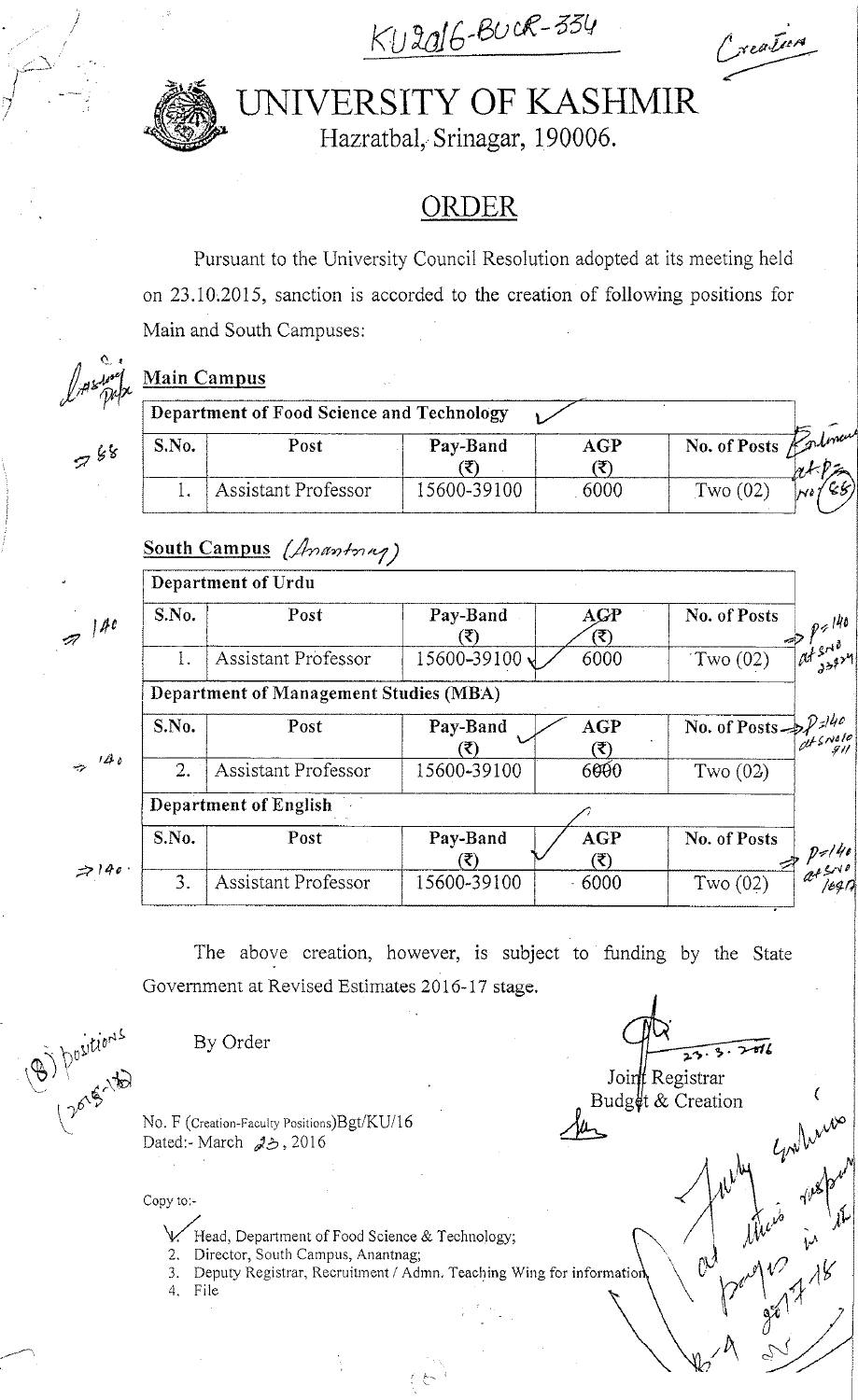KU2016-BUCR-334

# UNIVERSITY OF KASHMIR

Hazratbal, Srinagar, 190006.

## ORDER

Pursuant to the University Council Resolution adopted at its meeting held on 23.10.2015, sanction is accorded to the creation of following positions for Main and South Campuses:

**Main Campus**

| Department of Food Science and Technology | | | | |
|---|---|---|---|---|
| **S.No.** | **Post** | **Pay-Band (₹)** | **AGP (₹)** | **No. of Posts** |
| 1. | Assistant Professor | 15600-39100 | 6000 | Two (02) |

**South Campus** (Anantnag)

| Department of Urdu | | | | |
|---|---|---|---|---|
| **S.No.** | **Post** | **Pay-Band (₹)** | **AGP (₹)** | **No. of Posts** |
| 1. | Assistant Professor | 15600-39100 | 6000 | Two (02) |
| **Department of Management Studies (MBA)** | | | | |
| **S.No.** | **Post** | **Pay-Band (₹)** | **AGP (₹)** | **No. of Posts** |
| 2. | Assistant Professor | 15600-39100 | 6000 | Two (02) |
| **Department of English** | | | | |
| **S.No.** | **Post** | **Pay-Band (₹)** | **AGP (₹)** | **No. of Posts** |
| 3. | Assistant Professor | 15600-39100 | 6000 | Two (02) |

The above creation, however, is subject to funding by the State Government at Revised Estimates 2016-17 stage.

By Order

23.3.2016

Joint Registrar
Budget & Creation

No. F (Creation-Faculty Positions)Bgt/KU/16
Dated:- March 23, 2016

Copy to:-

1. Head, Department of Food Science & Technology;
2. Director, South Campus, Anantnag;
3. Deputy Registrar, Recruitment / Admn. Teaching Wing for information.
4. File